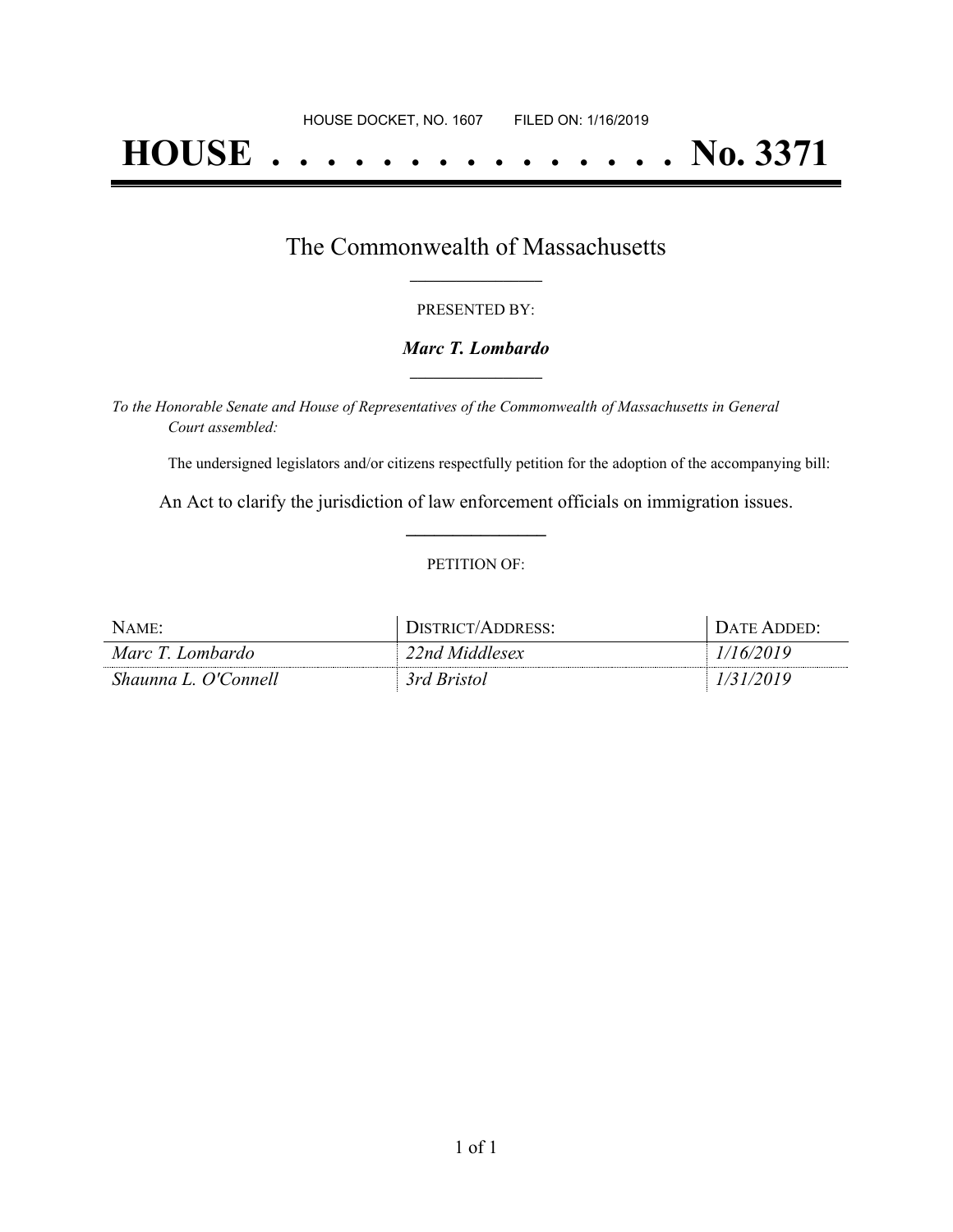HOUSE DOCKET, NO. 1607 FILED ON: 1/16/2019

# HOUSE . . . . . . . . . . . . . . . No. 3371

## The Commonwealth of Massachusetts

PRESENTED BY:

***Marc T. Lombardo***

*To the Honorable Senate and House of Representatives of the Commonwealth of Massachusetts in General Court assembled:*

The undersigned legislators and/or citizens respectfully petition for the adoption of the accompanying bill:

An Act to clarify the jurisdiction of law enforcement officials on immigration issues.

PETITION OF:

| NAME: | DISTRICT/ADDRESS: | DATE ADDED: |
|---|---|---|
| *Marc T. Lombardo* | *22nd Middlesex* | *1/16/2019* |
| *Shaunna L. O'Connell* | *3rd Bristol* | *1/31/2019* |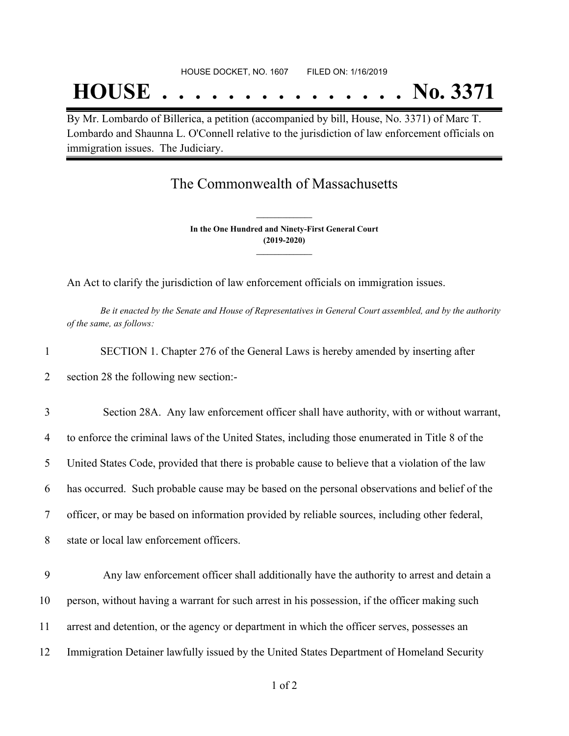HOUSE DOCKET, NO. 1607 FILED ON: 1/16/2019

# HOUSE . . . . . . . . . . . . . . . No. 3371

By Mr. Lombardo of Billerica, a petition (accompanied by bill, House, No. 3371) of Marc T. Lombardo and Shaunna L. O'Connell relative to the jurisdiction of law enforcement officials on immigration issues. The Judiciary.

## The Commonwealth of Massachusetts

**In the One Hundred and Ninety-First General Court**
**(2019-2020)**

An Act to clarify the jurisdiction of law enforcement officials on immigration issues.

*Be it enacted by the Senate and House of Representatives in General Court assembled, and by the authority of the same, as follows:*

1 SECTION 1. Chapter 276 of the General Laws is hereby amended by inserting after
2 section 28 the following new section:-

3 Section 28A. Any law enforcement officer shall have authority, with or without warrant,
4 to enforce the criminal laws of the United States, including those enumerated in Title 8 of the
5 United States Code, provided that there is probable cause to believe that a violation of the law
6 has occurred. Such probable cause may be based on the personal observations and belief of the
7 officer, or may be based on information provided by reliable sources, including other federal,
8 state or local law enforcement officers.

9 Any law enforcement officer shall additionally have the authority to arrest and detain a
10 person, without having a warrant for such arrest in his possession, if the officer making such
11 arrest and detention, or the agency or department in which the officer serves, possesses an
12 Immigration Detainer lawfully issued by the United States Department of Homeland Security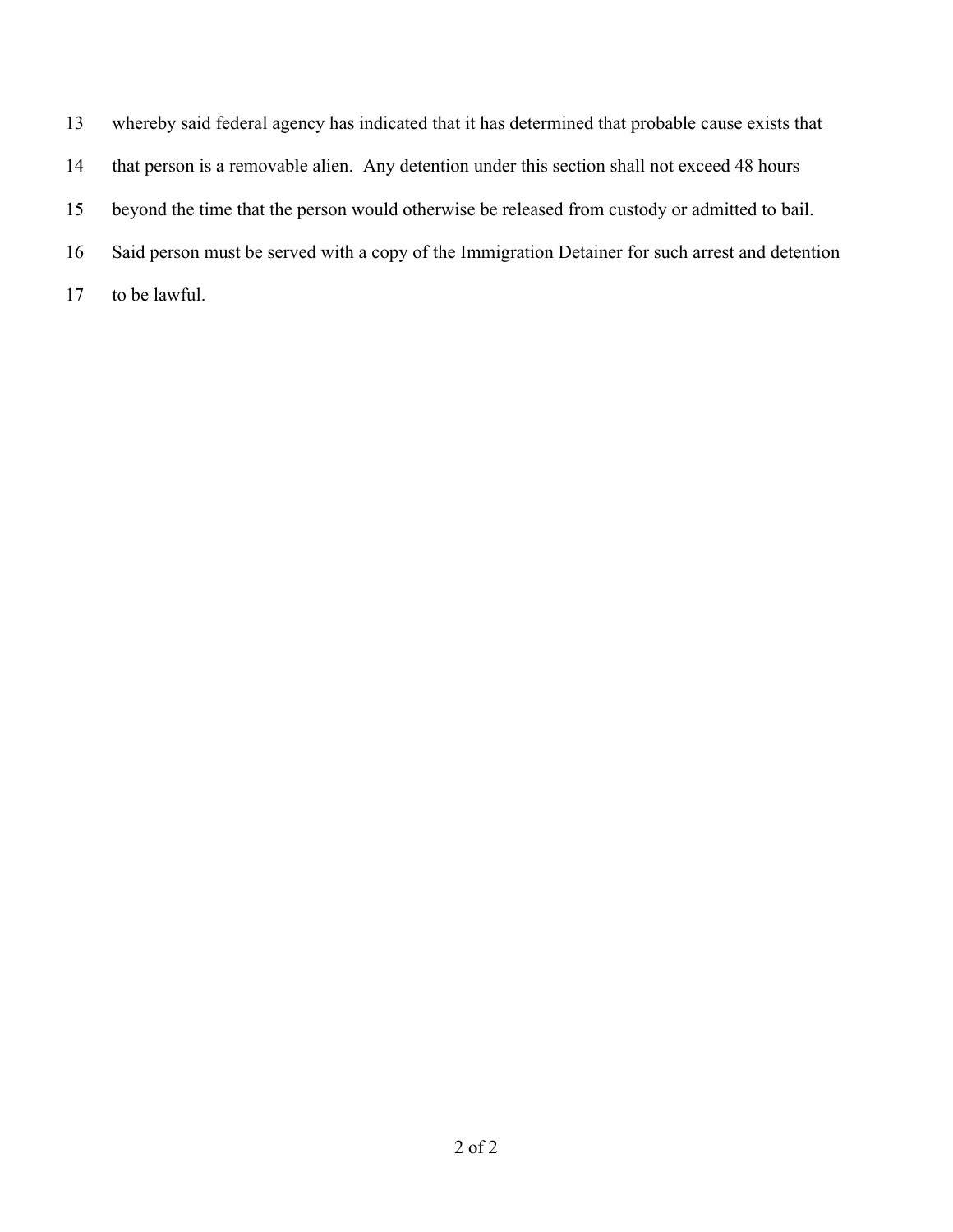13 whereby said federal agency has indicated that it has determined that probable cause exists that

14 that person is a removable alien. Any detention under this section shall not exceed 48 hours

15 beyond the time that the person would otherwise be released from custody or admitted to bail.

16 Said person must be served with a copy of the Immigration Detainer for such arrest and detention

17 to be lawful.